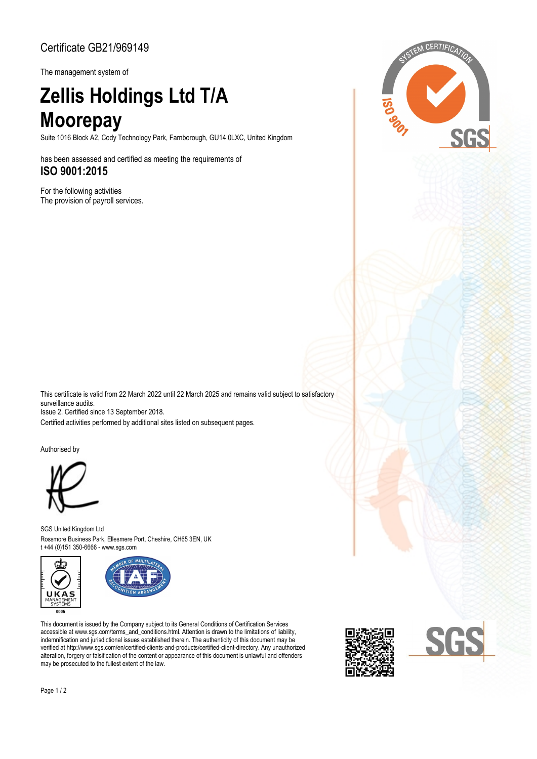Certificate GB21/969149

The management system of

# Zellis Holdings Ltd T/A Moorepay

Suite 1016 Block A2, Cody Technology Park, Farnborough, GU14 0LXC, United Kingdom

has been assessed and certified as meeting the requirements of

**ISO 9001:2015**

For the following activities
The provision of payroll services.

This certificate is valid from 22 March 2022 until 22 March 2025 and remains valid subject to satisfactory surveillance audits.
Issue 2. Certified since 13 September 2018.
Certified activities performed by additional sites listed on subsequent pages.

Authorised by

SGS United Kingdom Ltd
Rossmore Business Park, Ellesmere Port, Cheshire, CH65 3EN, UK
t +44 (0)151 350-6666 - www.sgs.com

This document is issued by the Company subject to its General Conditions of Certification Services accessible at www.sgs.com/terms_and_conditions.html. Attention is drawn to the limitations of liability, indemnification and jurisdictional issues established therein. The authenticity of this document may be verified at http://www.sgs.com/en/certified-clients-and-products/certified-client-directory. Any unauthorized alteration, forgery or falsification of the content or appearance of this document is unlawful and offenders may be prosecuted to the fullest extent of the law.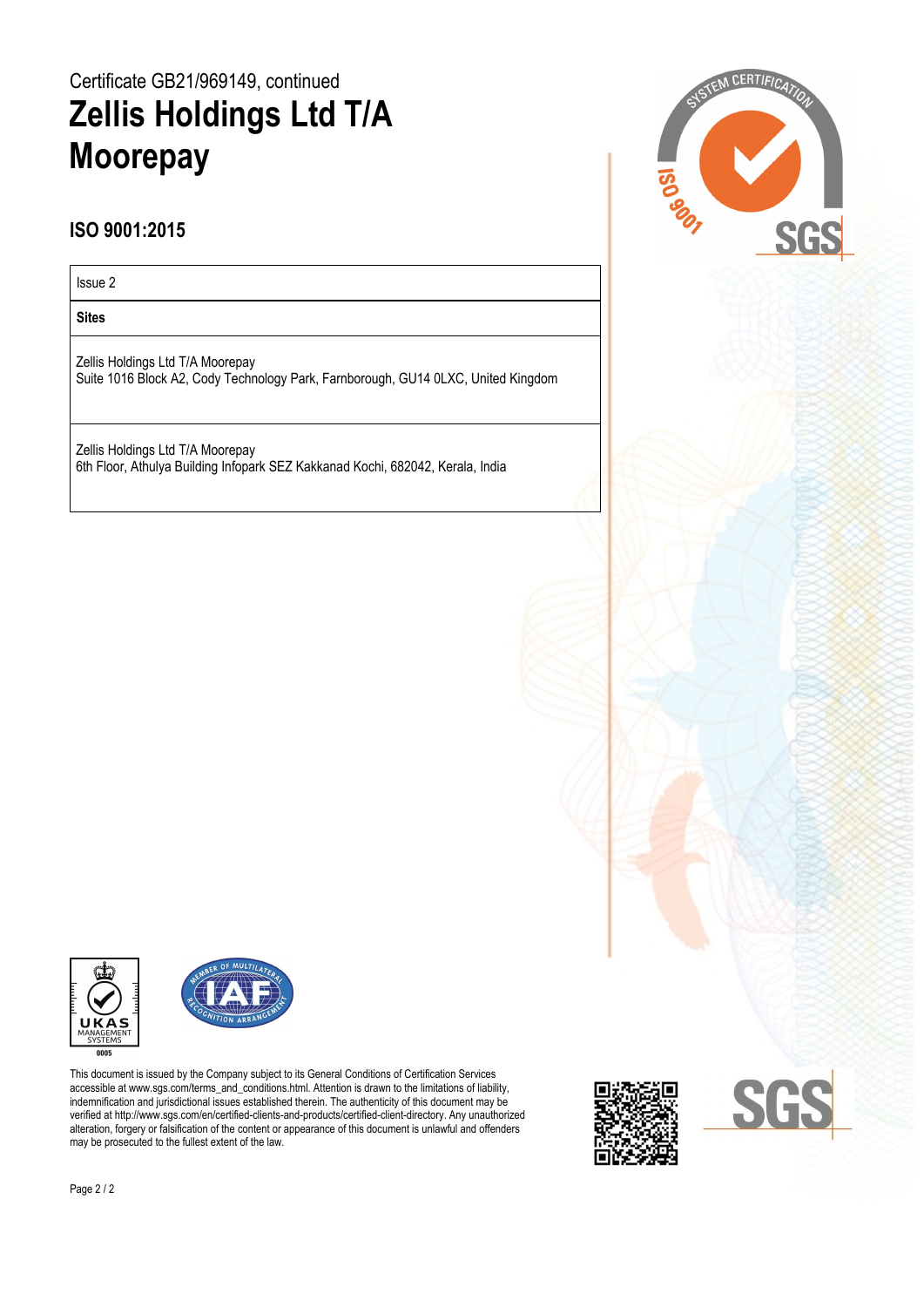Certificate GB21/969149, continued

# Zellis Holdings Ltd T/A Moorepay

## ISO 9001:2015

| Issue 2 |
| --- |
| **Sites** |
| Zellis Holdings Ltd T/A Moorepay<br>Suite 1016 Block A2, Cody Technology Park, Farnborough, GU14 0LXC, United Kingdom |
| Zellis Holdings Ltd T/A Moorepay<br>6th Floor, Athulya Building Infopark SEZ Kakkanad Kochi, 682042, Kerala, India |

This document is issued by the Company subject to its General Conditions of Certification Services accessible at www.sgs.com/terms_and_conditions.html. Attention is drawn to the limitations of liability, indemnification and jurisdictional issues established therein. The authenticity of this document may be verified at http://www.sgs.com/en/certified-clients-and-products/certified-client-directory. Any unauthorized alteration, forgery or falsification of the content or appearance of this document is unlawful and offenders may be prosecuted to the fullest extent of the law.